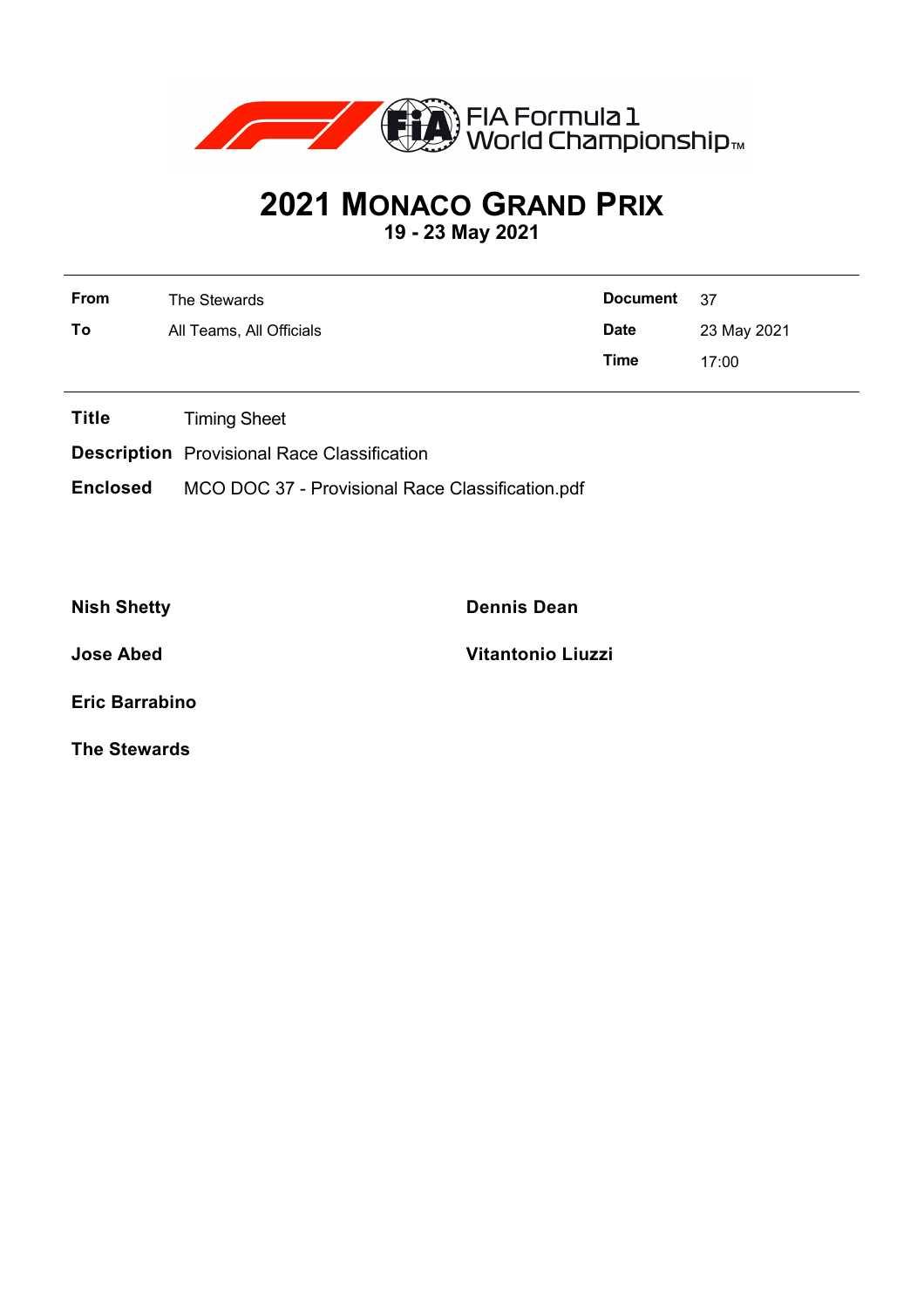FIA Formula 1 World Championship™

# 2021 Monaco Grand Prix

**19 - 23 May 2021**

| | | | |
|---|---|---|---|
| **From** | The Stewards | **Document** | 37 |
| **To** | All Teams, All Officials | **Date** | 23 May 2021 |
| | | **Time** | 17:00 |

**Title** Timing Sheet

**Description** Provisional Race Classification

**Enclosed** MCO DOC 37 - Provisional Race Classification.pdf

**Nish Shetty**

**Dennis Dean**

**Jose Abed**

**Vitantonio Liuzzi**

**Eric Barrabino**

**The Stewards**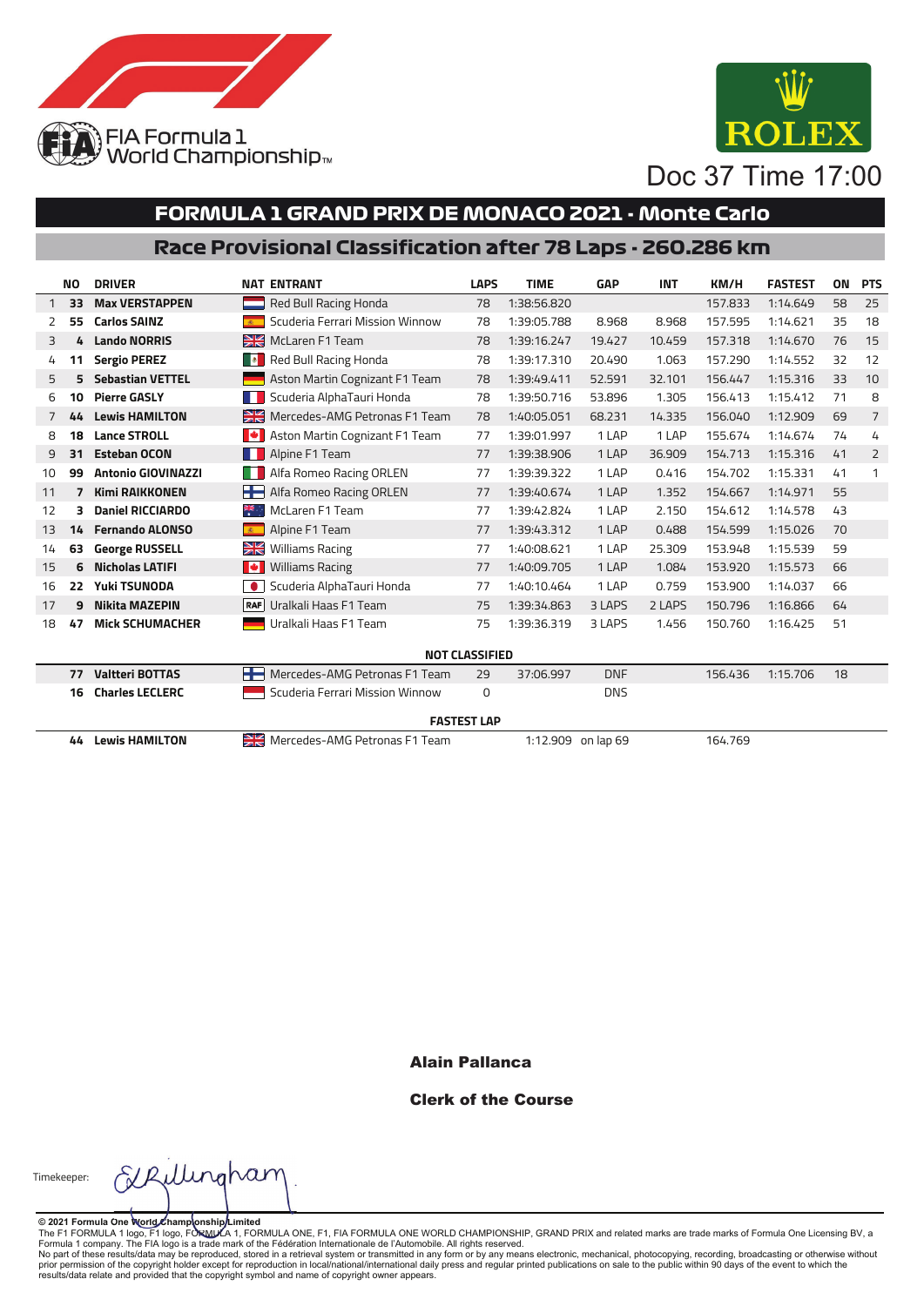FIA Formula 1 World Championship

Doc 37 Time 17:00

# FORMULA 1 GRAND PRIX DE MONACO 2021 - Monte Carlo

## Race Provisional Classification after 78 Laps - 260.286 km

| | NO | DRIVER | NAT | ENTRANT | LAPS | TIME | GAP | INT | KM/H | FASTEST | ON | PTS |
|---|---|---|---|---|---|---|---|---|---|---|---|---|
| 1 | 33 | **Max VERSTAPPEN** | | Red Bull Racing Honda | 78 | 1:38:56.820 | | | 157.833 | 1:14.649 | 58 | 25 |
| 2 | 55 | **Carlos SAINZ** | | Scuderia Ferrari Mission Winnow | 78 | 1:39:05.788 | 8.968 | 8.968 | 157.595 | 1:14.621 | 35 | 18 |
| 3 | 4 | **Lando NORRIS** | | McLaren F1 Team | 78 | 1:39:16.247 | 19.427 | 10.459 | 157.318 | 1:14.670 | 76 | 15 |
| 4 | 11 | **Sergio PEREZ** | | Red Bull Racing Honda | 78 | 1:39:17.310 | 20.490 | 1.063 | 157.290 | 1:14.552 | 32 | 12 |
| 5 | 5 | **Sebastian VETTEL** | | Aston Martin Cognizant F1 Team | 78 | 1:39:49.411 | 52.591 | 32.101 | 156.447 | 1:15.316 | 33 | 10 |
| 6 | 10 | **Pierre GASLY** | | Scuderia AlphaTauri Honda | 78 | 1:39:50.716 | 53.896 | 1.305 | 156.413 | 1:15.412 | 71 | 8 |
| 7 | 44 | **Lewis HAMILTON** | | Mercedes-AMG Petronas F1 Team | 78 | 1:40:05.051 | 68.231 | 14.335 | 156.040 | 1:12.909 | 69 | 7 |
| 8 | 18 | **Lance STROLL** | | Aston Martin Cognizant F1 Team | 77 | 1:39:01.997 | 1 LAP | 1 LAP | 155.674 | 1:14.674 | 74 | 4 |
| 9 | 31 | **Esteban OCON** | | Alpine F1 Team | 77 | 1:39:38.906 | 1 LAP | 36.909 | 154.713 | 1:15.316 | 41 | 2 |
| 10 | 99 | **Antonio GIOVINAZZI** | | Alfa Romeo Racing ORLEN | 77 | 1:39:39.322 | 1 LAP | 0.416 | 154.702 | 1:15.331 | 41 | 1 |
| 11 | 7 | **Kimi RAIKKONEN** | | Alfa Romeo Racing ORLEN | 77 | 1:39:40.674 | 1 LAP | 1.352 | 154.667 | 1:14.971 | 55 | |
| 12 | 3 | **Daniel RICCIARDO** | | McLaren F1 Team | 77 | 1:39:42.824 | 1 LAP | 2.150 | 154.612 | 1:14.578 | 43 | |
| 13 | 14 | **Fernando ALONSO** | | Alpine F1 Team | 77 | 1:39:43.312 | 1 LAP | 0.488 | 154.599 | 1:15.026 | 70 | |
| 14 | 63 | **George RUSSELL** | | Williams Racing | 77 | 1:40:08.621 | 1 LAP | 25.309 | 153.948 | 1:15.539 | 59 | |
| 15 | 6 | **Nicholas LATIFI** | | Williams Racing | 77 | 1:40:09.705 | 1 LAP | 1.084 | 153.920 | 1:15.573 | 66 | |
| 16 | 22 | **Yuki TSUNODA** | | Scuderia AlphaTauri Honda | 77 | 1:40:10.464 | 1 LAP | 0.759 | 153.900 | 1:14.037 | 66 | |
| 17 | 9 | **Nikita MAZEPIN** | RAF | Uralkali Haas F1 Team | 75 | 1:39:34.863 | 3 LAPS | 2 LAPS | 150.796 | 1:16.866 | 64 | |
| 18 | 47 | **Mick SCHUMACHER** | | Uralkali Haas F1 Team | 75 | 1:39:36.319 | 3 LAPS | 1.456 | 150.760 | 1:16.425 | 51 | |
| | | **NOT CLASSIFIED** | | | | | | | | | | |
| | 77 | **Valtteri BOTTAS** | | Mercedes-AMG Petronas F1 Team | 29 | 37:06.997 | DNF | | 156.436 | 1:15.706 | 18 | |
| | 16 | **Charles LECLERC** | | Scuderia Ferrari Mission Winnow | 0 | | DNS | | | | | |

**FASTEST LAP**

| NO | DRIVER | ENTRANT | TIME | LAP | KM/H |
|---|---|---|---|---|---|
| 44 | **Lewis HAMILTON** | Mercedes-AMG Petronas F1 Team | 1:12.909 | on lap 69 | 164.769 |

**Alain Pallanca**

**Clerk of the Course**

Timekeeper:

© 2021 Formula One World Championship Limited
The F1 FORMULA 1 logo, F1 logo, FORMULA 1, FORMULA ONE, F1, FIA FORMULA ONE WORLD CHAMPIONSHIP, GRAND PRIX and related marks are trade marks of Formula One Licensing BV, a Formula 1 company. The FIA logo is a trade mark of the Fédération Internationale de l'Automobile. All rights reserved.
No part of these results/data may be reproduced, stored in a retrieval system or transmitted in any form or by any means electronic, mechanical, photocopying, recording, broadcasting or otherwise without prior permission of the copyright holder except for reproduction in local/national/international daily press and regular printed publications on sale to the public within 90 days of the event to which the results/data relate and provided that the copyright symbol and name of copyright owner appears.